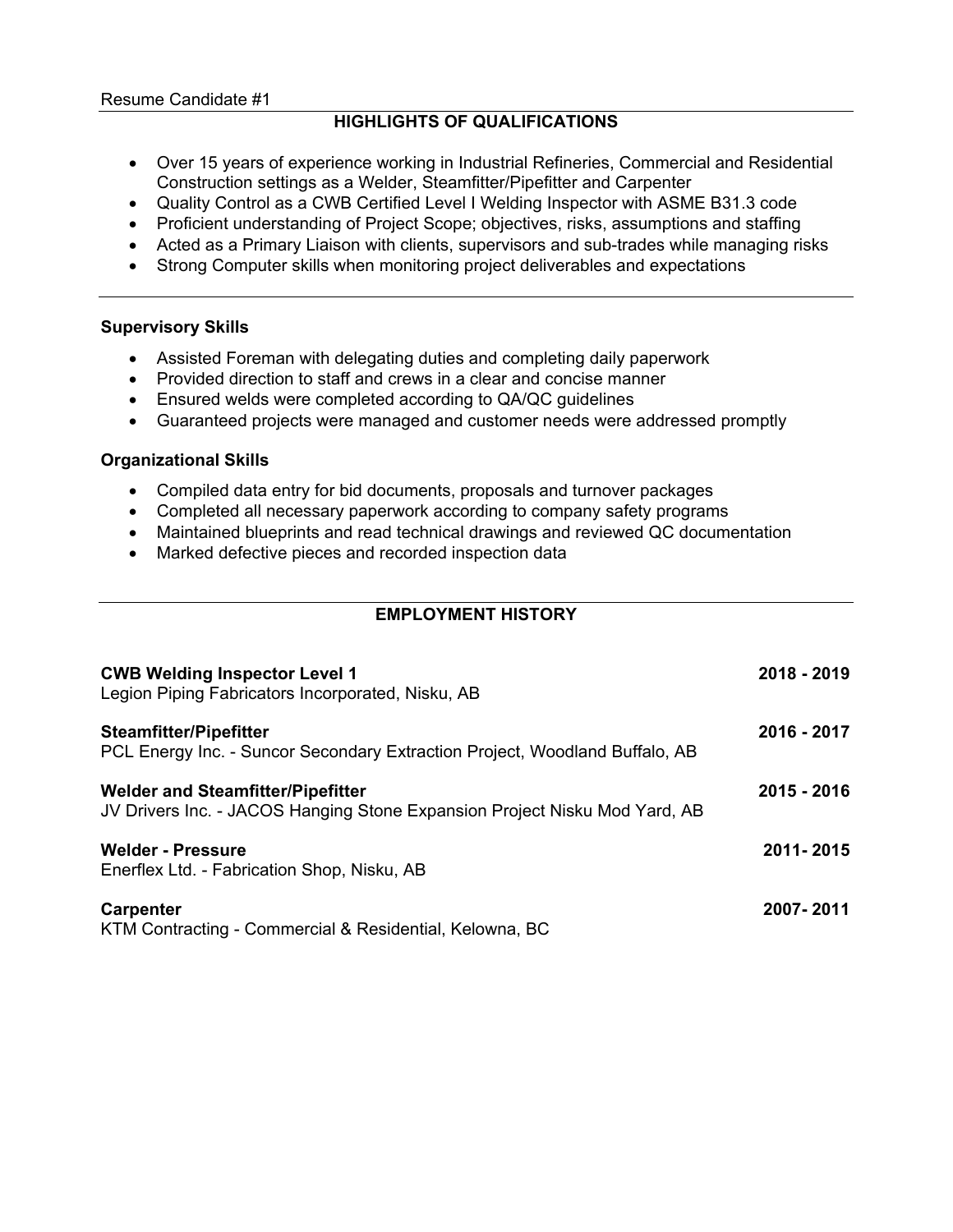Resume Candidate #1

## HIGHLIGHTS OF QUALIFICATIONS

- Over 15 years of experience working in Industrial Refineries, Commercial and Residential Construction settings as a Welder, Steamfitter/Pipefitter and Carpenter
- Quality Control as a CWB Certified Level I Welding Inspector with ASME B31.3 code
- Proficient understanding of Project Scope; objectives, risks, assumptions and staffing
- Acted as a Primary Liaison with clients, supervisors and sub-trades while managing risks
- Strong Computer skills when monitoring project deliverables and expectations

---

### Supervisory Skills

- Assisted Foreman with delegating duties and completing daily paperwork
- Provided direction to staff and crews in a clear and concise manner
- Ensured welds were completed according to QA/QC guidelines
- Guaranteed projects were managed and customer needs were addressed promptly

### Organizational Skills

- Compiled data entry for bid documents, proposals and turnover packages
- Completed all necessary paperwork according to company safety programs
- Maintained blueprints and read technical drawings and reviewed QC documentation
- Marked defective pieces and recorded inspection data

---

## EMPLOYMENT HISTORY

**CWB Welding Inspector Level 1** — **2018 - 2019**
Legion Piping Fabricators Incorporated, Nisku, AB

**Steamfitter/Pipefitter** — **2016 - 2017**
PCL Energy Inc. - Suncor Secondary Extraction Project, Woodland Buffalo, AB

**Welder and Steamfitter/Pipefitter** — **2015 - 2016**
JV Drivers Inc. - JACOS Hanging Stone Expansion Project Nisku Mod Yard, AB

**Welder - Pressure** — **2011- 2015**
Enerflex Ltd. - Fabrication Shop, Nisku, AB

**Carpenter** — **2007- 2011**
KTM Contracting - Commercial & Residential, Kelowna, BC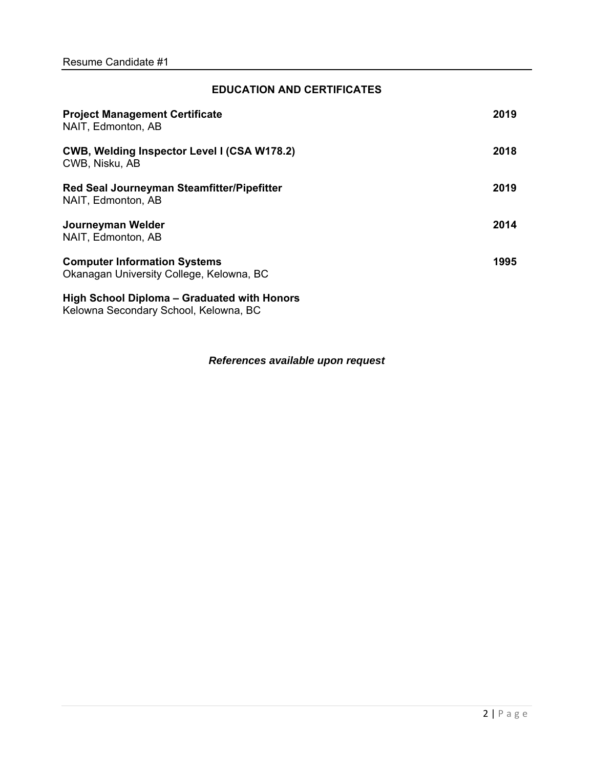## EDUCATION AND CERTIFICATES

**Project Management Certificate** **2019**
NAIT, Edmonton, AB

**CWB, Welding Inspector Level I (CSA W178.2)** **2018**
CWB, Nisku, AB

**Red Seal Journeyman Steamfitter/Pipefitter** **2019**
NAIT, Edmonton, AB

**Journeyman Welder** **2014**
NAIT, Edmonton, AB

**Computer Information Systems** **1995**
Okanagan University College, Kelowna, BC

**High School Diploma – Graduated with Honors**
Kelowna Secondary School, Kelowna, BC

***References available upon request***